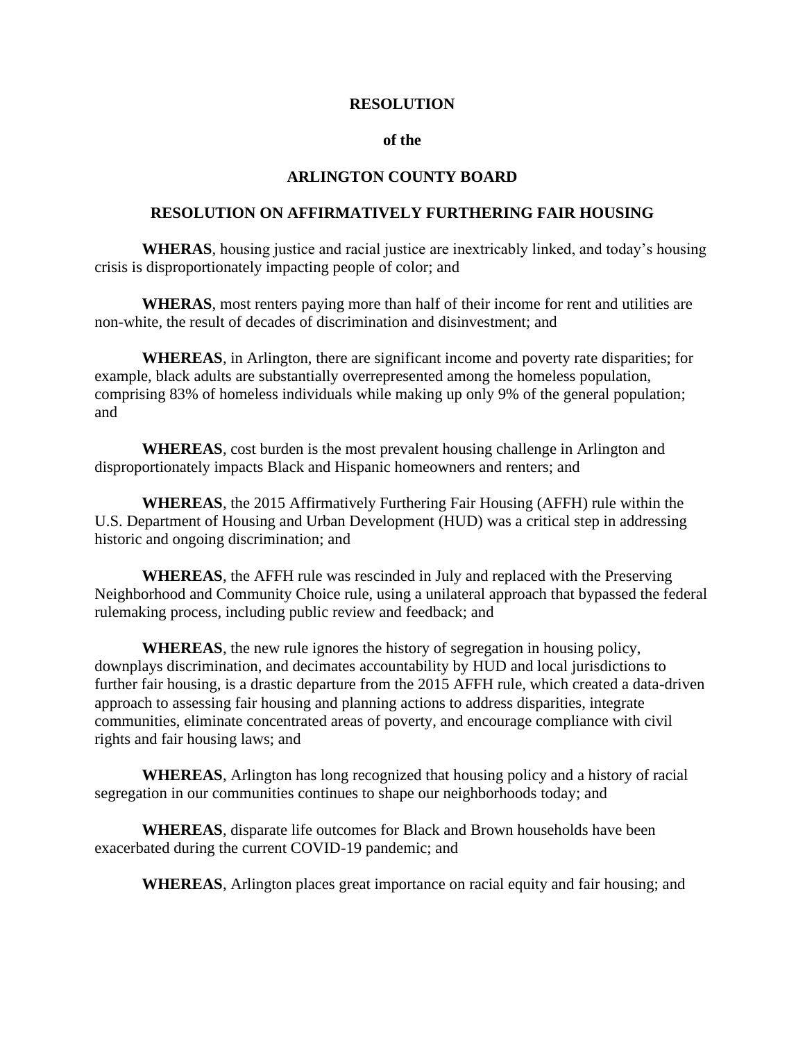**RESOLUTION**

**of the**

**ARLINGTON COUNTY BOARD**

**RESOLUTION ON AFFIRMATIVELY FURTHERING FAIR HOUSING**

**WHERAS**, housing justice and racial justice are inextricably linked, and today's housing crisis is disproportionately impacting people of color; and

**WHERAS**, most renters paying more than half of their income for rent and utilities are non-white, the result of decades of discrimination and disinvestment; and

**WHEREAS**, in Arlington, there are significant income and poverty rate disparities; for example, black adults are substantially overrepresented among the homeless population, comprising 83% of homeless individuals while making up only 9% of the general population; and

**WHEREAS**, cost burden is the most prevalent housing challenge in Arlington and disproportionately impacts Black and Hispanic homeowners and renters; and

**WHEREAS**, the 2015 Affirmatively Furthering Fair Housing (AFFH) rule within the U.S. Department of Housing and Urban Development (HUD) was a critical step in addressing historic and ongoing discrimination; and

**WHEREAS**, the AFFH rule was rescinded in July and replaced with the Preserving Neighborhood and Community Choice rule, using a unilateral approach that bypassed the federal rulemaking process, including public review and feedback; and

**WHEREAS**, the new rule ignores the history of segregation in housing policy, downplays discrimination, and decimates accountability by HUD and local jurisdictions to further fair housing, is a drastic departure from the 2015 AFFH rule, which created a data-driven approach to assessing fair housing and planning actions to address disparities, integrate communities, eliminate concentrated areas of poverty, and encourage compliance with civil rights and fair housing laws; and

**WHEREAS**, Arlington has long recognized that housing policy and a history of racial segregation in our communities continues to shape our neighborhoods today; and

**WHEREAS**, disparate life outcomes for Black and Brown households have been exacerbated during the current COVID-19 pandemic; and

**WHEREAS**, Arlington places great importance on racial equity and fair housing; and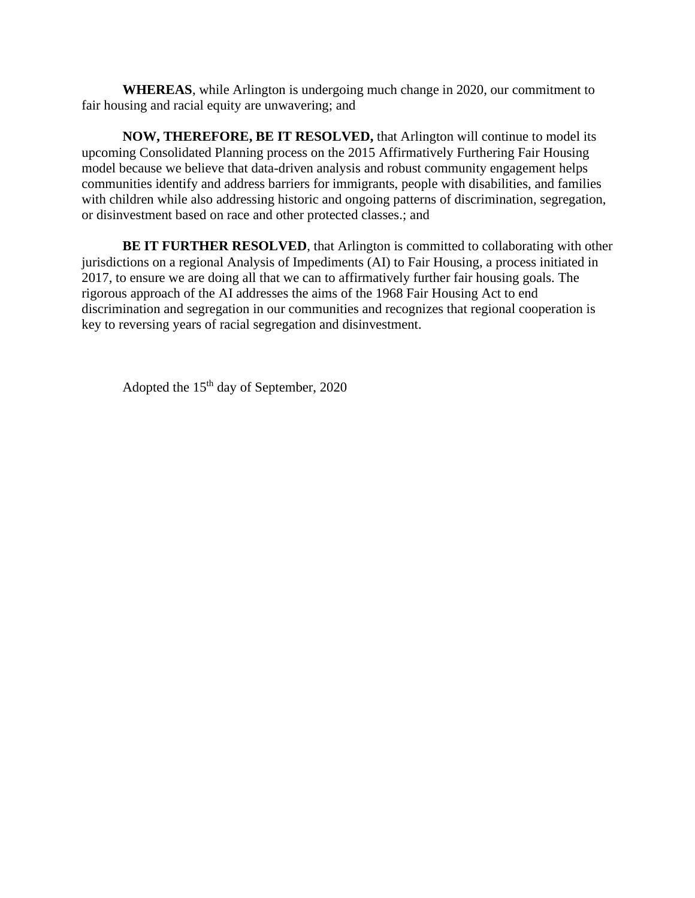**WHEREAS**, while Arlington is undergoing much change in 2020, our commitment to fair housing and racial equity are unwavering; and

**NOW, THEREFORE, BE IT RESOLVED,** that Arlington will continue to model its upcoming Consolidated Planning process on the 2015 Affirmatively Furthering Fair Housing model because we believe that data-driven analysis and robust community engagement helps communities identify and address barriers for immigrants, people with disabilities, and families with children while also addressing historic and ongoing patterns of discrimination, segregation, or disinvestment based on race and other protected classes.; and

**BE IT FURTHER RESOLVED**, that Arlington is committed to collaborating with other jurisdictions on a regional Analysis of Impediments (AI) to Fair Housing, a process initiated in 2017, to ensure we are doing all that we can to affirmatively further fair housing goals. The rigorous approach of the AI addresses the aims of the 1968 Fair Housing Act to end discrimination and segregation in our communities and recognizes that regional cooperation is key to reversing years of racial segregation and disinvestment.

Adopted the 15th day of September, 2020